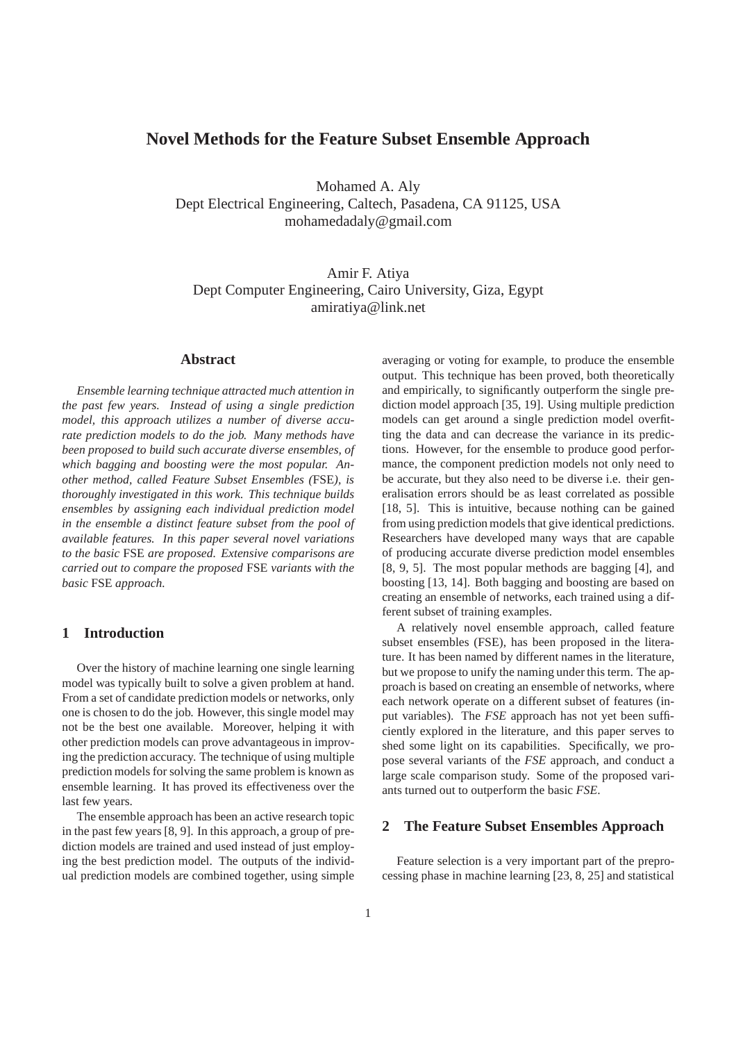# Novel Methods for the Feature Subset Ensemble Approach

Mohamed A. Aly
Dept Electrical Engineering, Caltech, Pasadena, CA 91125, USA
mohamedadaly@gmail.com

Amir F. Atiya
Dept Computer Engineering, Cairo University, Giza, Egypt
amiratiya@link.net

## Abstract

*Ensemble learning technique attracted much attention in the past few years. Instead of using a single prediction model, this approach utilizes a number of diverse accurate prediction models to do the job. Many methods have been proposed to build such accurate diverse ensembles, of which bagging and boosting were the most popular. Another method, called Feature Subset Ensembles (*FSE*), is thoroughly investigated in this work. This technique builds ensembles by assigning each individual prediction model in the ensemble a distinct feature subset from the pool of available features. In this paper several novel variations to the basic* FSE *are proposed. Extensive comparisons are carried out to compare the proposed* FSE *variants with the basic* FSE *approach.*

## 1 Introduction

Over the history of machine learning one single learning model was typically built to solve a given problem at hand. From a set of candidate prediction models or networks, only one is chosen to do the job. However, this single model may not be the best one available. Moreover, helping it with other prediction models can prove advantageous in improving the prediction accuracy. The technique of using multiple prediction models for solving the same problem is known as ensemble learning. It has proved its effectiveness over the last few years.

The ensemble approach has been an active research topic in the past few years [8, 9]. In this approach, a group of prediction models are trained and used instead of just employing the best prediction model. The outputs of the individual prediction models are combined together, using simple averaging or voting for example, to produce the ensemble output. This technique has been proved, both theoretically and empirically, to significantly outperform the single prediction model approach [35, 19]. Using multiple prediction models can get around a single prediction model overfitting the data and can decrease the variance in its predictions. However, for the ensemble to produce good performance, the component prediction models not only need to be accurate, but they also need to be diverse i.e. their generalisation errors should be as least correlated as possible [18, 5]. This is intuitive, because nothing can be gained from using prediction models that give identical predictions. Researchers have developed many ways that are capable of producing accurate diverse prediction model ensembles [8, 9, 5]. The most popular methods are bagging [4], and boosting [13, 14]. Both bagging and boosting are based on creating an ensemble of networks, each trained using a different subset of training examples.

A relatively novel ensemble approach, called feature subset ensembles (FSE), has been proposed in the literature. It has been named by different names in the literature, but we propose to unify the naming under this term. The approach is based on creating an ensemble of networks, where each network operate on a different subset of features (input variables). The *FSE* approach has not yet been sufficiently explored in the literature, and this paper serves to shed some light on its capabilities. Specifically, we propose several variants of the *FSE* approach, and conduct a large scale comparison study. Some of the proposed variants turned out to outperform the basic *FSE*.

## 2 The Feature Subset Ensembles Approach

Feature selection is a very important part of the preprocessing phase in machine learning [23, 8, 25] and statistical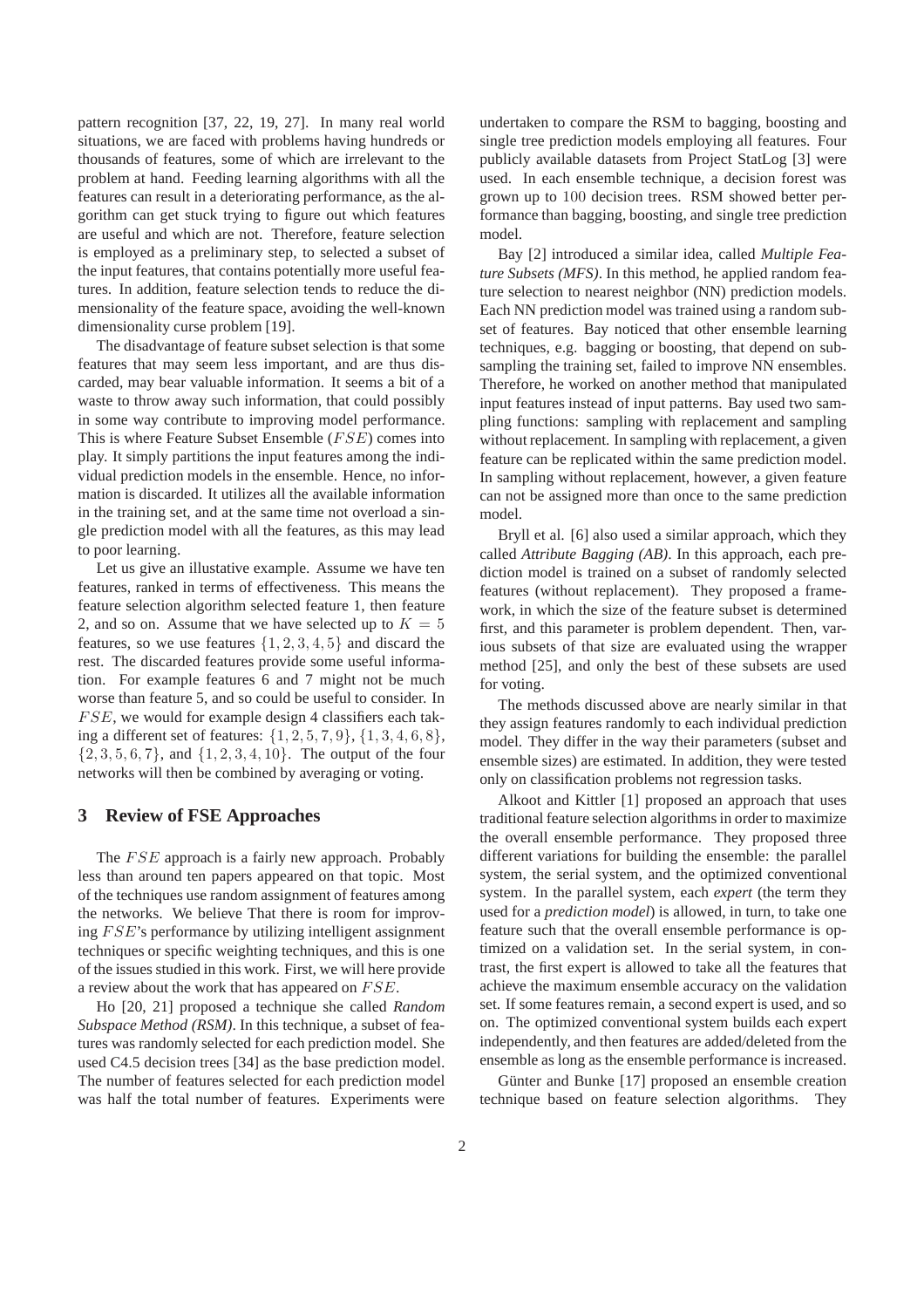pattern recognition [37, 22, 19, 27]. In many real world situations, we are faced with problems having hundreds or thousands of features, some of which are irrelevant to the problem at hand. Feeding learning algorithms with all the features can result in a deteriorating performance, as the algorithm can get stuck trying to figure out which features are useful and which are not. Therefore, feature selection is employed as a preliminary step, to selected a subset of the input features, that contains potentially more useful features. In addition, feature selection tends to reduce the dimensionality of the feature space, avoiding the well-known dimensionality curse problem [19].

The disadvantage of feature subset selection is that some features that may seem less important, and are thus discarded, may bear valuable information. It seems a bit of a waste to throw away such information, that could possibly in some way contribute to improving model performance. This is where Feature Subset Ensemble ($FSE$) comes into play. It simply partitions the input features among the individual prediction models in the ensemble. Hence, no information is discarded. It utilizes all the available information in the training set, and at the same time not overload a single prediction model with all the features, as this may lead to poor learning.

Let us give an illustative example. Assume we have ten features, ranked in terms of effectiveness. This means the feature selection algorithm selected feature 1, then feature 2, and so on. Assume that we have selected up to $K = 5$ features, so we use features $\{1, 2, 3, 4, 5\}$ and discard the rest. The discarded features provide some useful information. For example features 6 and 7 might not be much worse than feature 5, and so could be useful to consider. In $FSE$, we would for example design 4 classifiers each taking a different set of features: $\{1, 2, 5, 7, 9\}$, $\{1, 3, 4, 6, 8\}$, $\{2, 3, 5, 6, 7\}$, and $\{1, 2, 3, 4, 10\}$. The output of the four networks will then be combined by averaging or voting.

## 3 Review of FSE Approaches

The $FSE$ approach is a fairly new approach. Probably less than around ten papers appeared on that topic. Most of the techniques use random assignment of features among the networks. We believe That there is room for improving $FSE$'s performance by utilizing intelligent assignment techniques or specific weighting techniques, and this is one of the issues studied in this work. First, we will here provide a review about the work that has appeared on $FSE$.

Ho [20, 21] proposed a technique she called *Random Subspace Method (RSM)*. In this technique, a subset of features was randomly selected for each prediction model. She used C4.5 decision trees [34] as the base prediction model. The number of features selected for each prediction model was half the total number of features. Experiments were undertaken to compare the RSM to bagging, boosting and single tree prediction models employing all features. Four publicly available datasets from Project StatLog [3] were used. In each ensemble technique, a decision forest was grown up to $100$ decision trees. RSM showed better performance than bagging, boosting, and single tree prediction model.

Bay [2] introduced a similar idea, called *Multiple Feature Subsets (MFS)*. In this method, he applied random feature selection to nearest neighbor (NN) prediction models. Each NN prediction model was trained using a random subset of features. Bay noticed that other ensemble learning techniques, e.g. bagging or boosting, that depend on subsampling the training set, failed to improve NN ensembles. Therefore, he worked on another method that manipulated input features instead of input patterns. Bay used two sampling functions: sampling with replacement and sampling without replacement. In sampling with replacement, a given feature can be replicated within the same prediction model. In sampling without replacement, however, a given feature can not be assigned more than once to the same prediction model.

Bryll et al. [6] also used a similar approach, which they called *Attribute Bagging (AB)*. In this approach, each prediction model is trained on a subset of randomly selected features (without replacement). They proposed a framework, in which the size of the feature subset is determined first, and this parameter is problem dependent. Then, various subsets of that size are evaluated using the wrapper method [25], and only the best of these subsets are used for voting.

The methods discussed above are nearly similar in that they assign features randomly to each individual prediction model. They differ in the way their parameters (subset and ensemble sizes) are estimated. In addition, they were tested only on classification problems not regression tasks.

Alkoot and Kittler [1] proposed an approach that uses traditional feature selection algorithms in order to maximize the overall ensemble performance. They proposed three different variations for building the ensemble: the parallel system, the serial system, and the optimized conventional system. In the parallel system, each *expert* (the term they used for a *prediction model*) is allowed, in turn, to take one feature such that the overall ensemble performance is optimized on a validation set. In the serial system, in contrast, the first expert is allowed to take all the features that achieve the maximum ensemble accuracy on the validation set. If some features remain, a second expert is used, and so on. The optimized conventional system builds each expert independently, and then features are added/deleted from the ensemble as long as the ensemble performance is increased.

Günter and Bunke [17] proposed an ensemble creation technique based on feature selection algorithms. They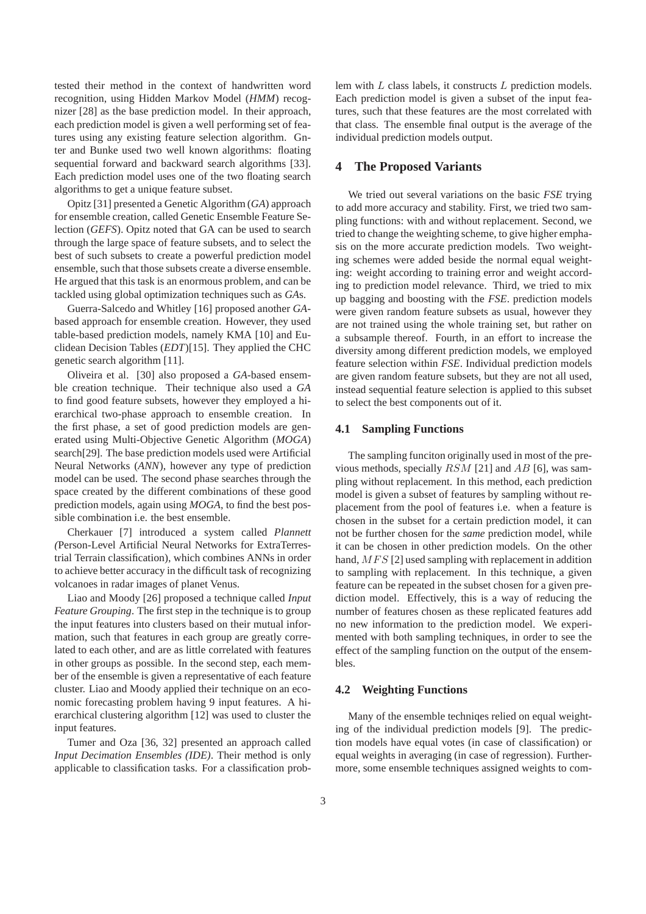tested their method in the context of handwritten word recognition, using Hidden Markov Model (*HMM*) recognizer [28] as the base prediction model. In their approach, each prediction model is given a well performing set of features using any existing feature selection algorithm. Gnter and Bunke used two well known algorithms: floating sequential forward and backward search algorithms [33]. Each prediction model uses one of the two floating search algorithms to get a unique feature subset.

Opitz [31] presented a Genetic Algorithm (*GA*) approach for ensemble creation, called Genetic Ensemble Feature Selection (*GEFS*). Opitz noted that GA can be used to search through the large space of feature subsets, and to select the best of such subsets to create a powerful prediction model ensemble, such that those subsets create a diverse ensemble. He argued that this task is an enormous problem, and can be tackled using global optimization techniques such as *GA*s.

Guerra-Salcedo and Whitley [16] proposed another *GA*-based approach for ensemble creation. However, they used table-based prediction models, namely KMA [10] and Euclidean Decision Tables (*EDT*)[15]. They applied the CHC genetic search algorithm [11].

Oliveira et al. [30] also proposed a *GA*-based ensemble creation technique. Their technique also used a *GA* to find good feature subsets, however they employed a hierarchical two-phase approach to ensemble creation. In the first phase, a set of good prediction models are generated using Multi-Objective Genetic Algorithm (*MOGA*) search[29]. The base prediction models used were Artificial Neural Networks (*ANN*), however any type of prediction model can be used. The second phase searches through the space created by the different combinations of these good prediction models, again using *MOGA*, to find the best possible combination i.e. the best ensemble.

Cherkauer [7] introduced a system called *Plannett (*Person-Level Artificial Neural Networks for ExtraTerrestrial Terrain classification), which combines ANNs in order to achieve better accuracy in the difficult task of recognizing volcanoes in radar images of planet Venus.

Liao and Moody [26] proposed a technique called *Input Feature Grouping*. The first step in the technique is to group the input features into clusters based on their mutual information, such that features in each group are greatly correlated to each other, and are as little correlated with features in other groups as possible. In the second step, each member of the ensemble is given a representative of each feature cluster. Liao and Moody applied their technique on an economic forecasting problem having 9 input features. A hierarchical clustering algorithm [12] was used to cluster the input features.

Tumer and Oza [36, 32] presented an approach called *Input Decimation Ensembles (IDE)*. Their method is only applicable to classification tasks. For a classification problem with $L$ class labels, it constructs $L$ prediction models. Each prediction model is given a subset of the input features, such that these features are the most correlated with that class. The ensemble final output is the average of the individual prediction models output.

## 4 The Proposed Variants

We tried out several variations on the basic *FSE* trying to add more accuracy and stability. First, we tried two sampling functions: with and without replacement. Second, we tried to change the weighting scheme, to give higher emphasis on the more accurate prediction models. Two weighting schemes were added beside the normal equal weighting: weight according to training error and weight according to prediction model relevance. Third, we tried to mix up bagging and boosting with the *FSE*. prediction models were given random feature subsets as usual, however they are not trained using the whole training set, but rather on a subsample thereof. Fourth, in an effort to increase the diversity among different prediction models, we employed feature selection within *FSE*. Individual prediction models are given random feature subsets, but they are not all used, instead sequential feature selection is applied to this subset to select the best components out of it.

### 4.1 Sampling Functions

The sampling funciton originally used in most of the previous methods, specially $RSM$ [21] and $AB$ [6], was sampling without replacement. In this method, each prediction model is given a subset of features by sampling without replacement from the pool of features i.e. when a feature is chosen in the subset for a certain prediction model, it can not be further chosen for the *same* prediction model, while it can be chosen in other prediction models. On the other hand, $MFS$ [2] used sampling with replacement in addition to sampling with replacement. In this technique, a given feature can be repeated in the subset chosen for a given prediction model. Effectively, this is a way of reducing the number of features chosen as these replicated features add no new information to the prediction model. We experimented with both sampling techniques, in order to see the effect of the sampling function on the output of the ensembles.

### 4.2 Weighting Functions

Many of the ensemble techniqes relied on equal weighting of the individual prediction models [9]. The prediction models have equal votes (in case of classification) or equal weights in averaging (in case of regression). Furthermore, some ensemble techniques assigned weights to com-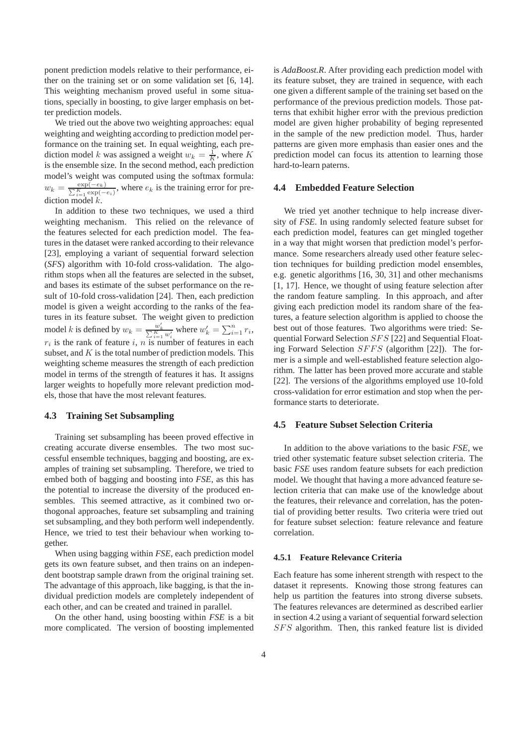ponent prediction models relative to their performance, either on the training set or on some validation set [6, 14]. This weighting mechanism proved useful in some situations, specially in boosting, to give larger emphasis on better prediction models.

We tried out the above two weighting approaches: equal weighting and weighting according to prediction model performance on the training set. In equal weighting, each prediction model $k$ was assigned a weight $w_k = \frac{1}{K}$, where $K$ is the ensemble size. In the second method, each prediction model's weight was computed using the softmax formula: $w_k = \frac{\exp(-e_k)}{\sum_{i=1}^{K}\exp(-e_i)}$, where $e_k$ is the training error for prediction model $k$.

In addition to these two techniques, we used a third weighting mechanism. This relied on the relevance of the features selected for each prediction model. The features in the dataset were ranked according to their relevance [23], employing a variant of sequential forward selection (*SFS*) algorithm with 10-fold cross-validation. The algorithm stops when all the features are selected in the subset, and bases its estimate of the subset performance on the result of 10-fold cross-validation [24]. Then, each prediction model is given a weight according to the ranks of the features in its feature subset. The weight given to prediction model $k$ is defined by $w_k = \frac{w'_k}{\sum_{i=1}^{K} w'_i}$ where $w'_k = \sum_{i=1}^{n} r_i$, $r_i$ is the rank of feature $i$, $n$ is number of features in each subset, and $K$ is the total number of prediction models. This weighting scheme measures the strength of each prediction model in terms of the strength of features it has. It assigns larger weights to hopefully more relevant prediction models, those that have the most relevant features.

### 4.3 Training Set Subsampling

Training set subsampling has beeen proved effective in creating accurate diverse ensembles. The two most successful ensemble techniques, bagging and boosting, are examples of training set subsampling. Therefore, we tried to embed both of bagging and boosting into *FSE*, as this has the potential to increase the diversity of the produced ensembles. This seemed attractive, as it combined two orthogonal approaches, feature set subsampling and training set subsampling, and they both perform well independently. Hence, we tried to test their behaviour when working together.

When using bagging within *FSE*, each prediction model gets its own feature subset, and then trains on an independent bootstrap sample drawn from the original training set. The advantage of this approach, like bagging, is that the individual prediction models are completely independent of each other, and can be created and trained in parallel.

On the other hand, using boosting within *FSE* is a bit more complicated. The version of boosting implemented is *AdaBoost.R*. After providing each prediction model with its feature subset, they are trained in sequence, with each one given a different sample of the training set based on the performance of the previous prediction models. Those patterns that exhibit higher error with the previous prediction model are given higher probability of beging represented in the sample of the new prediction model. Thus, harder patterns are given more emphasis than easier ones and the prediction model can focus its attention to learning those hard-to-learn paterns.

### 4.4 Embedded Feature Selection

We tried yet another technique to help increase diversity of *FSE*. In using randomly selected feature subset for each prediction model, features can get mingled together in a way that might worsen that prediction model's performance. Some researchers already used other feature selection techniques for building prediction model ensembles, e.g. genetic algorithms [16, 30, 31] and other mechanisms [1, 17]. Hence, we thought of using feature selection after the random feature sampling. In this approach, and after giving each prediction model its random share of the features, a feature selection algorithm is applied to choose the best out of those features. Two algorithms were tried: Sequential Forward Selection $SFS$ [22] and Sequential Floating Forward Selection $SFFS$ (algorithm [22]). The former is a simple and well-established feature selection algorithm. The latter has been proved more accurate and stable [22]. The versions of the algorithms employed use 10-fold cross-validation for error estimation and stop when the performance starts to deteriorate.

### 4.5 Feature Subset Selection Criteria

In addition to the above variations to the basic *FSE*, we tried other systematic feature subset selection criteria. The basic *FSE* uses random feature subsets for each prediction model. We thought that having a more advanced feature selection criteria that can make use of the knowledge about the features, their relevance and correlation, has the potential of providing better results. Two criteria were tried out for feature subset selection: feature relevance and feature correlation.

#### 4.5.1 Feature Relevance Criteria

Each feature has some inherent strength with respect to the dataset it represents. Knowing those strong features can help us partition the features into strong diverse subsets. The features relevances are determined as described earlier in section 4.2 using a variant of sequential forward selection $SFS$ algorithm. Then, this ranked feature list is divided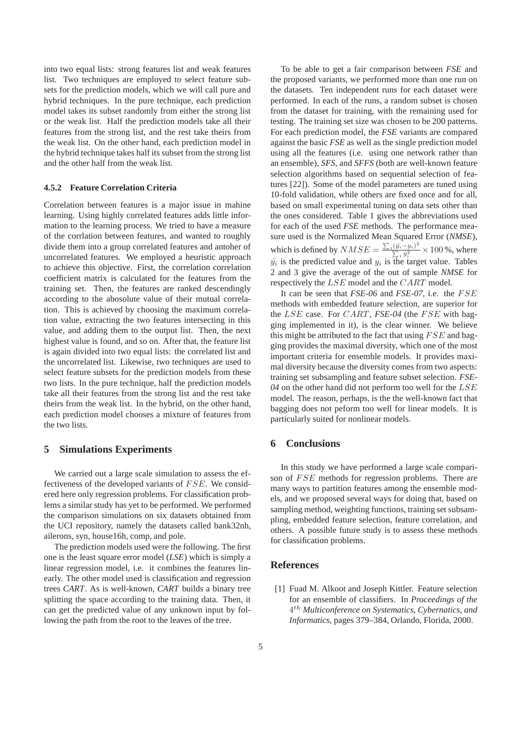into two equal lists: strong features list and weak features list. Two techniques are employed to select feature subsets for the prediction models, which we will call pure and hybrid techniques. In the pure technique, each prediction model takes its subset randomly from either the strong list or the weak list. Half the prediction models take all their features from the strong list, and the rest take theirs from the weak list. On the other hand, each prediction model in the hybrid technique takes half its subset from the strong list and the other half from the weak list.

#### 4.5.2 Feature Correlation Criteria

Correlation between features is a major issue in mahine learning. Using highly correlated features adds little information to the learning process. We tried to have a measure of the corrlation between features, and wanted to roughly divide them into a group correlated features and antoher of uncorrelated features. We employed a heuristic approach to achieve this objective. First, the correlation correlation coefficient matrix is calculated for the features from the training set. Then, the features are ranked descendingly according to the abosolute value of their mutual correlation. This is achieved by choosing the maximum correlation value, extracting the two features intersecting in this value, and adding them to the output list. Then, the next highest value is found, and so on. After that, the feature list is again divided into two equal lists: the correlated list and the uncorrelated list. Likewise, two techniques are used to select feature subsets for the prediction models from these two lists. In the pure technique, half the prediction models take all their features from the strong list and the rest take theirs from the weak list. In the hybrid, on the other hand, each prediction model chooses a mixture of features from the two lists.

## 5 Simulations Experiments

We carried out a large scale simulation to assess the effectiveness of the developed variants of $FSE$. We considered here only regression problems. For classification problems a similar study has yet to be performed. We performed the comparison simulations on six datasets obtained from the UCI repository, namely the datasets called bank32nh, ailerons, syn, house16h, comp, and pole.

The prediction models used were the following. The first one is the least square error model (*LSE*) which is simply a linear regression model, i.e. it combines the features linearly. The other model used is classification and regression trees *CART*. As is well-known, *CART* builds a binary tree splitting the space according to the training data. Then, it can get the predicted value of any unknown input by following the path from the root to the leaves of the tree.

To be able to get a fair comparison between *FSE* and the proposed variants, we performed more than one run on the datasets. Ten independent runs for each dataset were performed. In each of the runs, a random subset is chosen from the dataset for training, with the remaining used for testing. The training set size was chosen to be 200 patterns. For each prediction model, the *FSE* variants are compared against the basic *FSE* as well as the single prediction model using all the features (i.e. using one network rather than an ensemble), *SFS*, and *SFFS* (both are well-known feature selection algorithms based on sequential selection of features [22]). Some of the model parameters are tuned using 10-fold validation, while others are fixed once and for all, based on small experimental tuning on data sets other than the ones considered. Table 1 gives the abbreviations used for each of the used *FSE* methods. The performance measure used is the Normalized Mean Squared Error (*NMSE*), which is defined by $NMSE = \frac{\sum_i (\hat{y}_i - y_i)^2}{\sum_i \hat{y}_i^2} \times 100\,\%$, where $\hat{y}_i$ is the predicted value and $y_i$ is the target value. Tables 2 and 3 give the average of the out of sample *NMSE* for respectively the $LSE$ model and the $CART$ model.

It can be seen that *FSE-06* and *FSE-07*, i.e. the $FSE$ methods with embedded feature selection, are superior for the $LSE$ case. For $CART$, *FSE-04* (the $FSE$ with bagging implemented in it), is the clear winner. We believe this might be attributed to the fact that using $FSE$ and bagging provides the maximal diversity, which one of the most important criteria for ensemble models. It provides maximal diversity because the diversity comes from two aspects: training set subsampling and feature subset selection. *FSE-04* on the other hand did not perform too well for the $LSE$ model. The reason, perhaps, is the the well-known fact that bagging does not peform too well for linear models. It is particularly suited for nonlinear models.

## 6 Conclusions

In this study we have performed a large scale comparison of $FSE$ methods for regression problems. There are many ways to partition features among the ensemble models, and we proposed several ways for doing that, based on sampling method, weighting functions, training set subsampling, embedded feature selection, feature correlation, and others. A possible future study is to assess these methods for classification problems.

## References

[1] Fuad M. Alkoot and Joseph Kittler. Feature selection for an ensemble of classifiers. In *Proceedings of the $4^{th}$ Multiconference on Systematics, Cybernatics, and Informatics*, pages 379–384, Orlando, Florida, 2000.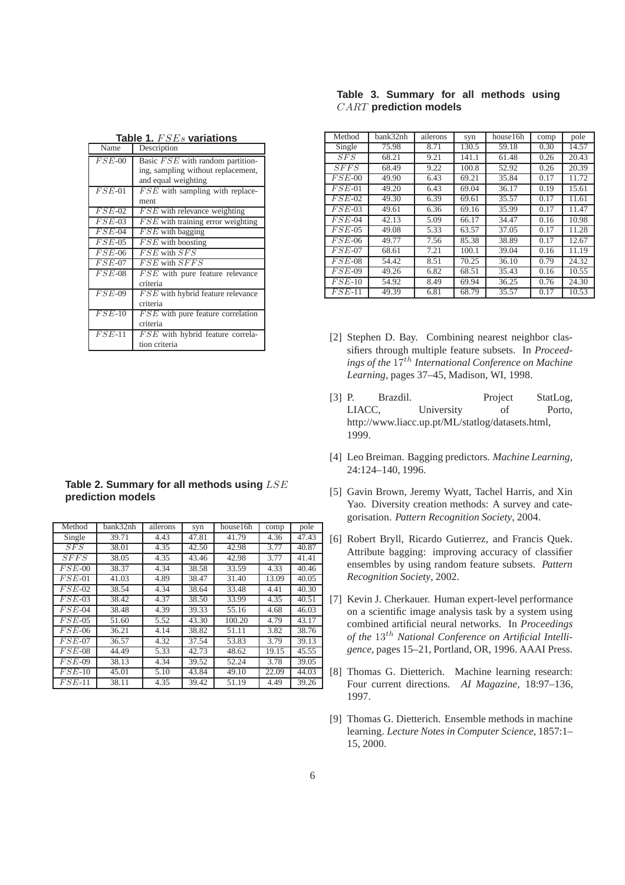**Table 1.** $FSEs$ **variations**

| Name | Description |
|---|---|
| $FSE$-00 | Basic $FSE$ with random partitioning, sampling without replacement, and equal weighting |
| $FSE$-01 | $FSE$ with sampling with replacement |
| $FSE$-02 | $FSE$ with relevance weighting |
| $FSE$-03 | $FSE$ with training error weighting |
| $FSE$-04 | $FSE$ with bagging |
| $FSE$-05 | $FSE$ with boosting |
| $FSE$-06 | $FSE$ with $SFS$ |
| $FSE$-07 | $FSE$ with $SFFS$ |
| $FSE$-08 | $FSE$ with pure feature relevance criteria |
| $FSE$-09 | $FSE$ with hybrid feature relevance criteria |
| $FSE$-10 | $FSE$ with pure feature correlation criteria |
| $FSE$-11 | $FSE$ with hybrid feature correlation criteria |

**Table 2. Summary for all methods using** $LSE$ **prediction models**

| Method | bank32nh | ailerons | syn | house16h | comp | pole |
|---|---|---|---|---|---|---|
| Single | 39.71 | 4.43 | 47.81 | 41.79 | 4.36 | 47.43 |
| $SFS$ | 38.01 | 4.35 | 42.50 | 42.98 | 3.77 | 40.87 |
| $SFFS$ | 38.05 | 4.35 | 43.46 | 42.98 | 3.77 | 41.41 |
| $FSE$-00 | 38.37 | 4.34 | 38.58 | 33.59 | 4.33 | 40.46 |
| $FSE$-01 | 41.03 | 4.89 | 38.47 | 31.40 | 13.09 | 40.05 |
| $FSE$-02 | 38.54 | 4.34 | 38.64 | 33.48 | 4.41 | 40.30 |
| $FSE$-03 | 38.42 | 4.37 | 38.50 | 33.99 | 4.35 | 40.51 |
| $FSE$-04 | 38.48 | 4.39 | 39.33 | 55.16 | 4.68 | 46.03 |
| $FSE$-05 | 51.60 | 5.52 | 43.30 | 100.20 | 4.79 | 43.17 |
| $FSE$-06 | 36.21 | 4.14 | 38.82 | 51.11 | 3.82 | 38.76 |
| $FSE$-07 | 36.57 | 4.32 | 37.54 | 53.83 | 3.79 | 39.13 |
| $FSE$-08 | 44.49 | 5.33 | 42.73 | 48.62 | 19.15 | 45.55 |
| $FSE$-09 | 38.13 | 4.34 | 39.52 | 52.24 | 3.78 | 39.05 |
| $FSE$-10 | 45.01 | 5.10 | 43.84 | 49.10 | 22.09 | 44.03 |
| $FSE$-11 | 38.11 | 4.35 | 39.42 | 51.19 | 4.49 | 39.26 |

**Table 3. Summary for all methods using** $CART$ **prediction models**

| Method | bank32nh | ailerons | syn | house16h | comp | pole |
|---|---|---|---|---|---|---|
| Single | 75.98 | 8.71 | 130.5 | 59.18 | 0.30 | 14.57 |
| $SFS$ | 68.21 | 9.21 | 141.1 | 61.48 | 0.26 | 20.43 |
| $SFFS$ | 68.49 | 9.22 | 100.8 | 52.92 | 0.26 | 20.39 |
| $FSE$-00 | 49.90 | 6.43 | 69.21 | 35.84 | 0.17 | 11.72 |
| $FSE$-01 | 49.20 | 6.43 | 69.04 | 36.17 | 0.19 | 15.61 |
| $FSE$-02 | 49.30 | 6.39 | 69.61 | 35.57 | 0.17 | 11.61 |
| $FSE$-03 | 49.61 | 6.36 | 69.16 | 35.99 | 0.17 | 11.47 |
| $FSE$-04 | 42.13 | 5.09 | 66.17 | 34.47 | 0.16 | 10.98 |
| $FSE$-05 | 49.08 | 5.33 | 63.57 | 37.05 | 0.17 | 11.28 |
| $FSE$-06 | 49.77 | 7.56 | 85.38 | 38.89 | 0.17 | 12.67 |
| $FSE$-07 | 68.61 | 7.21 | 100.1 | 39.04 | 0.16 | 11.19 |
| $FSE$-08 | 54.42 | 8.51 | 70.25 | 36.10 | 0.79 | 24.32 |
| $FSE$-09 | 49.26 | 6.82 | 68.51 | 35.43 | 0.16 | 10.55 |
| $FSE$-10 | 54.92 | 8.49 | 69.94 | 36.25 | 0.76 | 24.30 |
| $FSE$-11 | 49.39 | 6.81 | 68.79 | 35.57 | 0.17 | 10.53 |

[2] Stephen D. Bay. Combining nearest neighbor classifiers through multiple feature subsets. In *Proceedings of the* $17^{th}$ *International Conference on Machine Learning*, pages 37–45, Madison, WI, 1998.

[3] P. Brazdil. Project StatLog, LIACC, University of Porto, http://www.liacc.up.pt/ML/statlog/datasets.html, 1999.

[4] Leo Breiman. Bagging predictors. *Machine Learning*, 24:124–140, 1996.

[5] Gavin Brown, Jeremy Wyatt, Tachel Harris, and Xin Yao. Diversity creation methods: A survey and categorisation. *Pattern Recognition Society*, 2004.

[6] Robert Bryll, Ricardo Gutierrez, and Francis Quek. Attribute bagging: improving accuracy of classifier ensembles by using random feature subsets. *Pattern Recognition Society*, 2002.

[7] Kevin J. Cherkauer. Human expert-level performance on a scientific image analysis task by a system using combined artificial neural networks. In *Proceedings of the* $13^{th}$ *National Conference on Artificial Intelligence*, pages 15–21, Portland, OR, 1996. AAAI Press.

[8] Thomas G. Dietterich. Machine learning research: Four current directions. *AI Magazine*, 18:97–136, 1997.

[9] Thomas G. Dietterich. Ensemble methods in machine learning. *Lecture Notes in Computer Science*, 1857:1–15, 2000.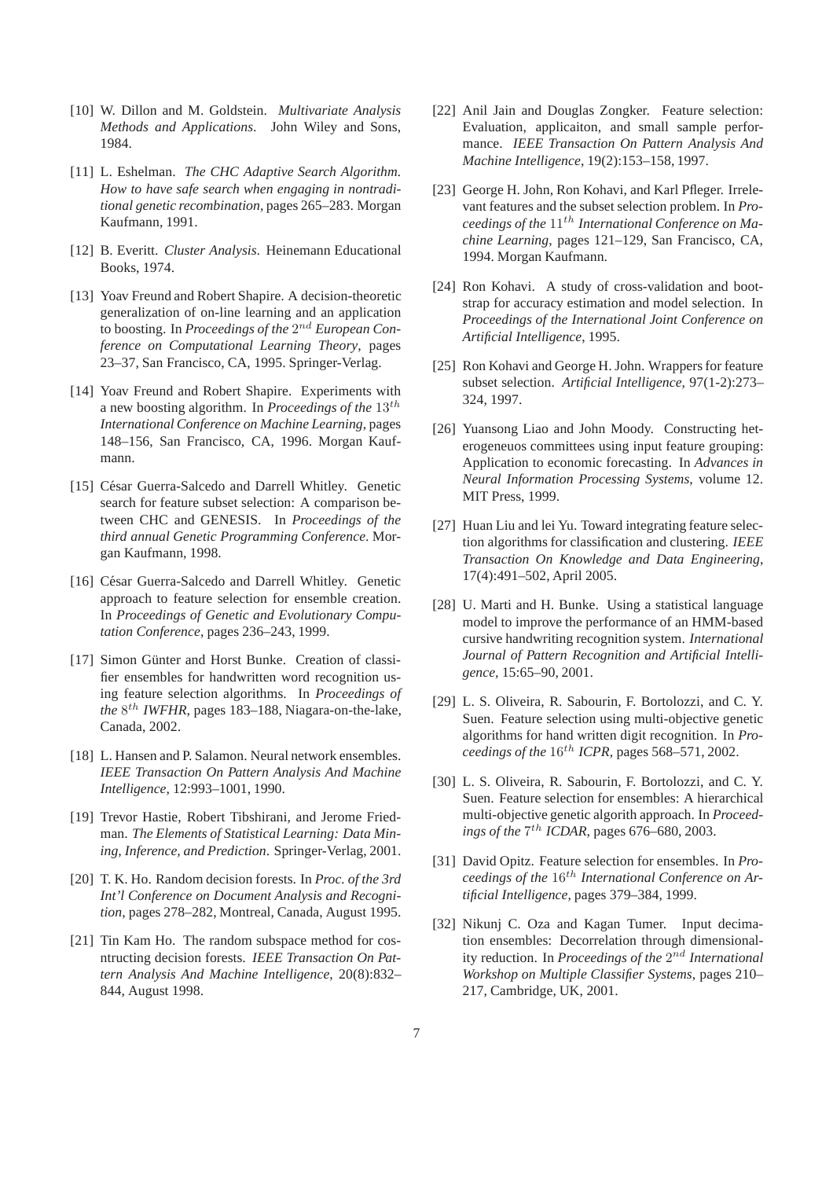[10] W. Dillon and M. Goldstein. *Multivariate Analysis Methods and Applications*. John Wiley and Sons, 1984.

[11] L. Eshelman. *The CHC Adaptive Search Algorithm. How to have safe search when engaging in nontraditional genetic recombination*, pages 265–283. Morgan Kaufmann, 1991.

[12] B. Everitt. *Cluster Analysis*. Heinemann Educational Books, 1974.

[13] Yoav Freund and Robert Shapire. A decision-theoretic generalization of on-line learning and an application to boosting. In *Proceedings of the $2^{nd}$ European Conference on Computational Learning Theory*, pages 23–37, San Francisco, CA, 1995. Springer-Verlag.

[14] Yoav Freund and Robert Shapire. Experiments with a new boosting algorithm. In *Proceedings of the $13^{th}$ International Conference on Machine Learning*, pages 148–156, San Francisco, CA, 1996. Morgan Kaufmann.

[15] César Guerra-Salcedo and Darrell Whitley. Genetic search for feature subset selection: A comparison between CHC and GENESIS. In *Proceedings of the third annual Genetic Programming Conference*. Morgan Kaufmann, 1998.

[16] César Guerra-Salcedo and Darrell Whitley. Genetic approach to feature selection for ensemble creation. In *Proceedings of Genetic and Evolutionary Computation Conference*, pages 236–243, 1999.

[17] Simon Günter and Horst Bunke. Creation of classifier ensembles for handwritten word recognition using feature selection algorithms. In *Proceedings of the $8^{th}$ IWFHR*, pages 183–188, Niagara-on-the-lake, Canada, 2002.

[18] L. Hansen and P. Salamon. Neural network ensembles. *IEEE Transaction On Pattern Analysis And Machine Intelligence*, 12:993–1001, 1990.

[19] Trevor Hastie, Robert Tibshirani, and Jerome Friedman. *The Elements of Statistical Learning: Data Mining, Inference, and Prediction*. Springer-Verlag, 2001.

[20] T. K. Ho. Random decision forests. In *Proc. of the 3rd Int'l Conference on Document Analysis and Recognition*, pages 278–282, Montreal, Canada, August 1995.

[21] Tin Kam Ho. The random subspace method for cosntructing decision forests. *IEEE Transaction On Pattern Analysis And Machine Intelligence*, 20(8):832–844, August 1998.

[22] Anil Jain and Douglas Zongker. Feature selection: Evaluation, applicaiton, and small sample performance. *IEEE Transaction On Pattern Analysis And Machine Intelligence*, 19(2):153–158, 1997.

[23] George H. John, Ron Kohavi, and Karl Pfleger. Irrelevant features and the subset selection problem. In *Proceedings of the $11^{th}$ International Conference on Machine Learning*, pages 121–129, San Francisco, CA, 1994. Morgan Kaufmann.

[24] Ron Kohavi. A study of cross-validation and bootstrap for accuracy estimation and model selection. In *Proceedings of the International Joint Conference on Artificial Intelligence*, 1995.

[25] Ron Kohavi and George H. John. Wrappers for feature subset selection. *Artificial Intelligence*, 97(1-2):273–324, 1997.

[26] Yuansong Liao and John Moody. Constructing heterogeneuos committees using input feature grouping: Application to economic forecasting. In *Advances in Neural Information Processing Systems*, volume 12. MIT Press, 1999.

[27] Huan Liu and lei Yu. Toward integrating feature selection algorithms for classification and clustering. *IEEE Transaction On Knowledge and Data Engineering*, 17(4):491–502, April 2005.

[28] U. Marti and H. Bunke. Using a statistical language model to improve the performance of an HMM-based cursive handwriting recognition system. *International Journal of Pattern Recognition and Artificial Intelligence*, 15:65–90, 2001.

[29] L. S. Oliveira, R. Sabourin, F. Bortolozzi, and C. Y. Suen. Feature selection using multi-objective genetic algorithms for hand written digit recognition. In *Proceedings of the $16^{th}$ ICPR*, pages 568–571, 2002.

[30] L. S. Oliveira, R. Sabourin, F. Bortolozzi, and C. Y. Suen. Feature selection for ensembles: A hierarchical multi-objective genetic algorith approach. In *Proceedings of the $7^{th}$ ICDAR*, pages 676–680, 2003.

[31] David Opitz. Feature selection for ensembles. In *Proceedings of the $16^{th}$ International Conference on Artificial Intelligence*, pages 379–384, 1999.

[32] Nikunj C. Oza and Kagan Tumer. Input decimation ensembles: Decorrelation through dimensionality reduction. In *Proceedings of the $2^{nd}$ International Workshop on Multiple Classifier Systems*, pages 210–217, Cambridge, UK, 2001.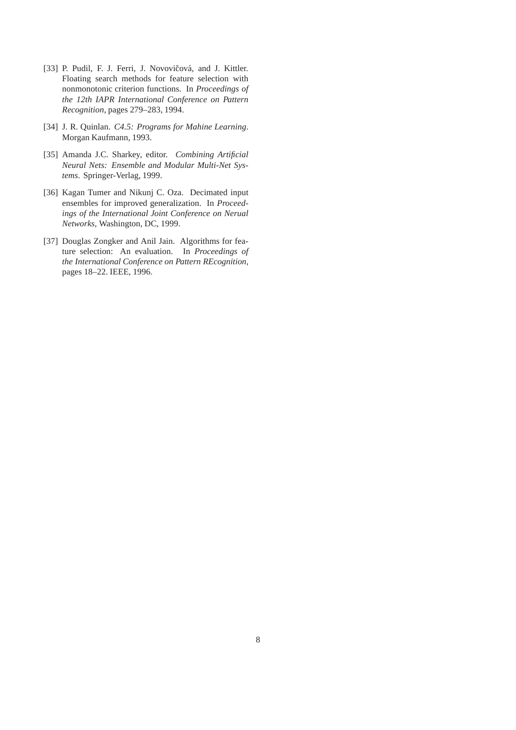[33] P. Pudil, F. J. Ferri, J. Novovičová, and J. Kittler. Floating search methods for feature selection with nonmonotonic criterion functions. In *Proceedings of the 12th IAPR International Conference on Pattern Recognition*, pages 279–283, 1994.

[34] J. R. Quinlan. *C4.5: Programs for Mahine Learning*. Morgan Kaufmann, 1993.

[35] Amanda J.C. Sharkey, editor. *Combining Artificial Neural Nets: Ensemble and Modular Multi-Net Systems*. Springer-Verlag, 1999.

[36] Kagan Tumer and Nikunj C. Oza. Decimated input ensembles for improved generalization. In *Proceedings of the International Joint Conference on Nerual Networks*, Washington, DC, 1999.

[37] Douglas Zongker and Anil Jain. Algorithms for feature selection: An evaluation. In *Proceedings of the International Conference on Pattern REcognition*, pages 18–22. IEEE, 1996.